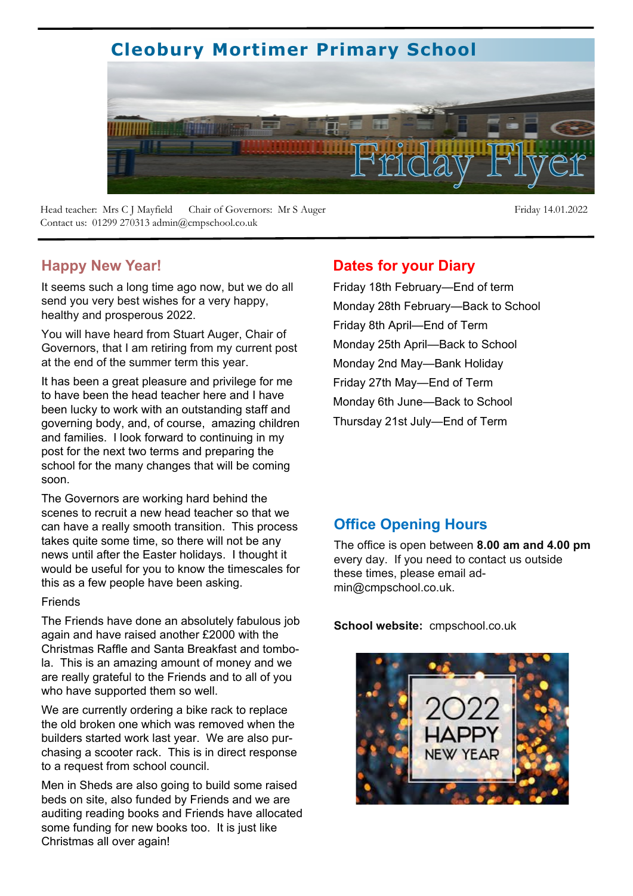# Cleobury Mortimer Primary School

## Friday Flyer

Head teacher: Mrs C J Mayfield   Chair of Governors: Mr S Auger   Friday 14.01.2022
Contact us: 01299 270313 admin@cmpschool.co.uk

## Happy New Year!

It seems such a long time ago now, but we do all send you very best wishes for a very happy, healthy and prosperous 2022.

You will have heard from Stuart Auger, Chair of Governors, that I am retiring from my current post at the end of the summer term this year.

It has been a great pleasure and privilege for me to have been the head teacher here and I have been lucky to work with an outstanding staff and governing body, and, of course, amazing children and families. I look forward to continuing in my post for the next two terms and preparing the school for the many changes that will be coming soon.

The Governors are working hard behind the scenes to recruit a new head teacher so that we can have a really smooth transition. This process takes quite some time, so there will not be any news until after the Easter holidays. I thought it would be useful for you to know the timescales for this as a few people have been asking.

Friends

The Friends have done an absolutely fabulous job again and have raised another £2000 with the Christmas Raffle and Santa Breakfast and tombola. This is an amazing amount of money and we are really grateful to the Friends and to all of you who have supported them so well.

We are currently ordering a bike rack to replace the old broken one which was removed when the builders started work last year. We are also purchasing a scooter rack. This is in direct response to a request from school council.

Men in Sheds are also going to build some raised beds on site, also funded by Friends and we are auditing reading books and Friends have allocated some funding for new books too. It is just like Christmas all over again!

## Dates for your Diary

Friday 18th February—End of term

Monday 28th February—Back to School

Friday 8th April—End of Term

Monday 25th April—Back to School

Monday 2nd May—Bank Holiday

Friday 27th May—End of Term

Monday 6th June—Back to School

Thursday 21st July—End of Term

## Office Opening Hours

The office is open between **8.00 am and 4.00 pm** every day. If you need to contact us outside these times, please email admin@cmpschool.co.uk.

**School website:** cmpschool.co.uk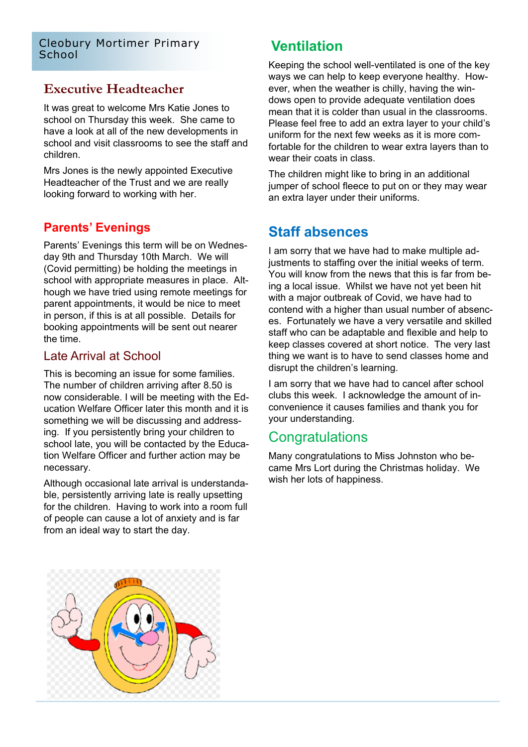Cleobury Mortimer Primary School

## Executive Headteacher

It was great to welcome Mrs Katie Jones to school on Thursday this week. She came to have a look at all of the new developments in school and visit classrooms to see the staff and children.

Mrs Jones is the newly appointed Executive Headteacher of the Trust and we are really looking forward to working with her.

## Parents' Evenings

Parents' Evenings this term will be on Wednesday 9th and Thursday 10th March. We will (Covid permitting) be holding the meetings in school with appropriate measures in place. Although we have tried using remote meetings for parent appointments, it would be nice to meet in person, if this is at all possible. Details for booking appointments will be sent out nearer the time.

## Late Arrival at School

This is becoming an issue for some families. The number of children arriving after 8.50 is now considerable. I will be meeting with the Education Welfare Officer later this month and it is something we will be discussing and addressing. If you persistently bring your children to school late, you will be contacted by the Education Welfare Officer and further action may be necessary.

Although occasional late arrival is understandable, persistently arriving late is really upsetting for the children. Having to work into a room full of people can cause a lot of anxiety and is far from an ideal way to start the day.

## Ventilation

Keeping the school well-ventilated is one of the key ways we can help to keep everyone healthy. However, when the weather is chilly, having the windows open to provide adequate ventilation does mean that it is colder than usual in the classrooms. Please feel free to add an extra layer to your child's uniform for the next few weeks as it is more comfortable for the children to wear extra layers than to wear their coats in class.

The children might like to bring in an additional jumper of school fleece to put on or they may wear an extra layer under their uniforms.

## Staff absences

I am sorry that we have had to make multiple adjustments to staffing over the initial weeks of term. You will know from the news that this is far from being a local issue. Whilst we have not yet been hit with a major outbreak of Covid, we have had to contend with a higher than usual number of absences. Fortunately we have a very versatile and skilled staff who can be adaptable and flexible and help to keep classes covered at short notice. The very last thing we want is to have to send classes home and disrupt the children's learning.

I am sorry that we have had to cancel after school clubs this week. I acknowledge the amount of inconvenience it causes families and thank you for your understanding.

## Congratulations

Many congratulations to Miss Johnston who became Mrs Lort during the Christmas holiday. We wish her lots of happiness.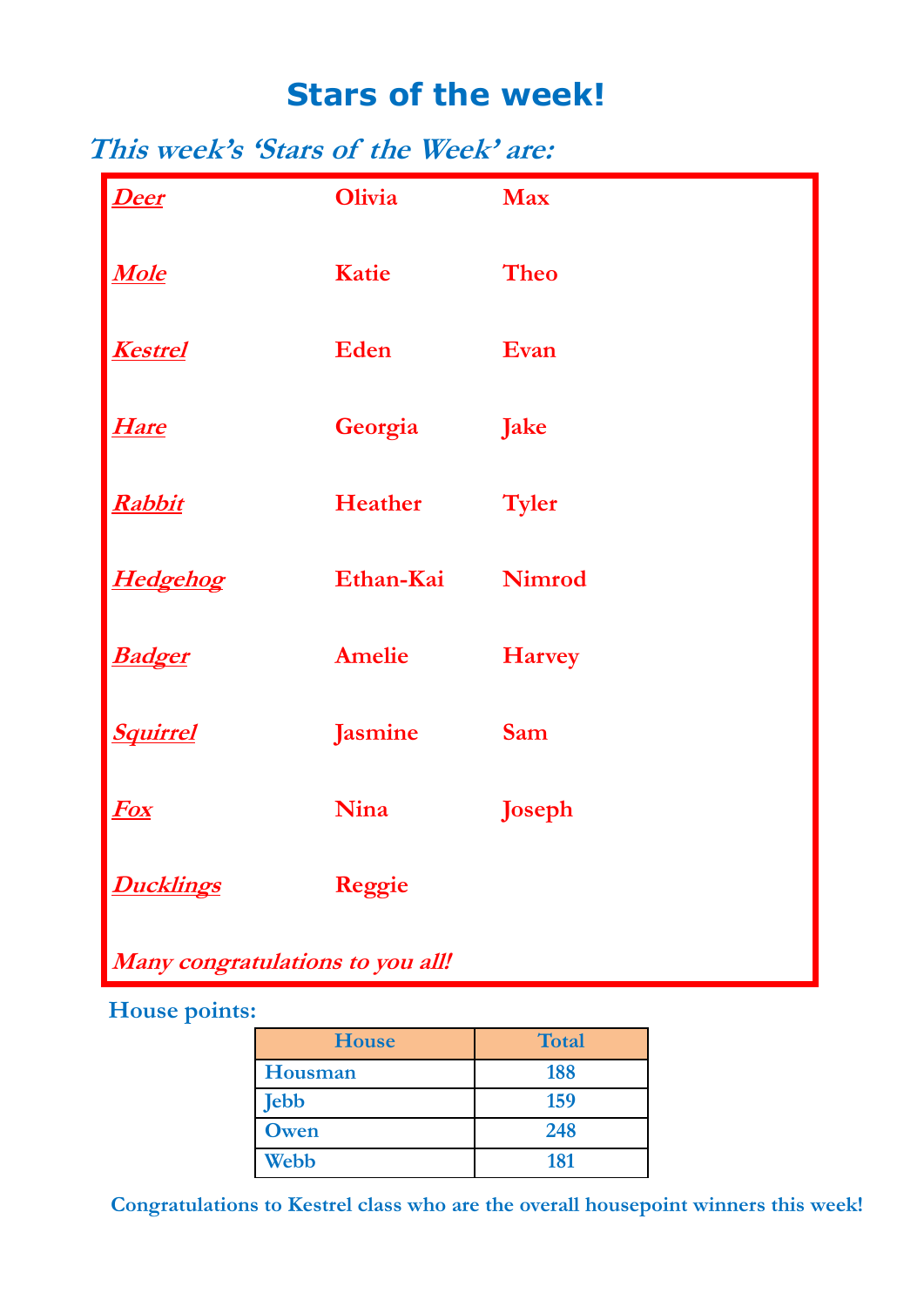# Stars of the week!

## *This week's 'Stars of the Week' are:*

| | | |
|---|---|---|
| ***Deer*** | **Olivia** | **Max** |
| ***Mole*** | **Katie** | **Theo** |
| ***Kestrel*** | **Eden** | **Evan** |
| ***Hare*** | **Georgia** | **Jake** |
| ***Rabbit*** | **Heather** | **Tyler** |
| ***Hedgehog*** | **Ethan-Kai** | **Nimrod** |
| ***Badger*** | **Amelie** | **Harvey** |
| ***Squirrel*** | **Jasmine** | **Sam** |
| ***Fox*** | **Nina** | **Joseph** |
| ***Ducklings*** | **Reggie** | |

***Many congratulations to you all!***

**House points:**

| House | Total |
|---|---|
| Housman | 188 |
| Jebb | 159 |
| Owen | 248 |
| Webb | 181 |

**Congratulations to Kestrel class who are the overall housepoint winners this week!**